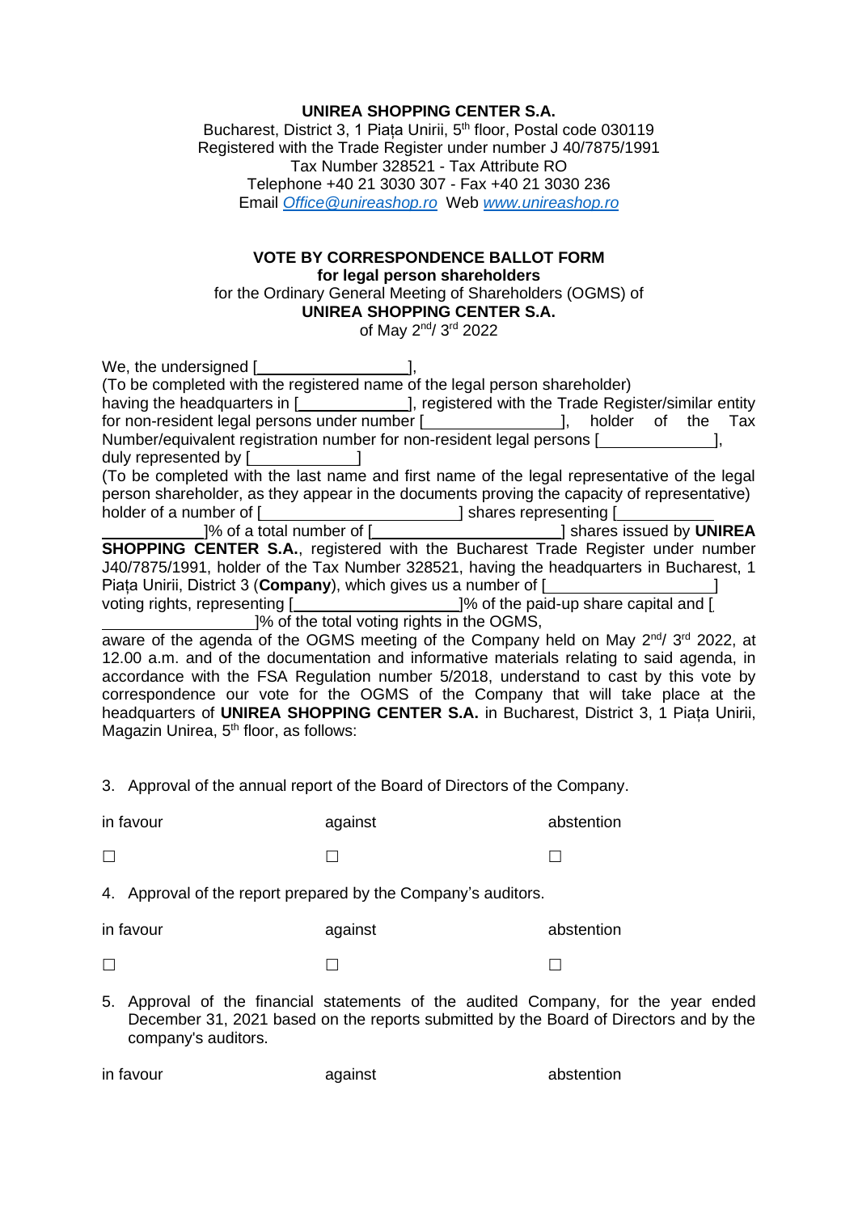**UNIREA SHOPPING CENTER S.A.**

Bucharest, District 3, 1 Piața Unirii, 5th floor, Postal code 030119
Registered with the Trade Register under number J 40/7875/1991
Tax Number 328521 - Tax Attribute RO
Telephone +40 21 3030 307 - Fax +40 21 3030 236
Email *Office@unireashop.ro* Web *www.unireashop.ro*

**VOTE BY CORRESPONDENCE BALLOT FORM**
**for legal person shareholders**
for the Ordinary General Meeting of Shareholders (OGMS) of
**UNIREA SHOPPING CENTER S.A.**
of May 2nd/ 3rd 2022

We, the undersigned [\_\_\_\_\_\_\_\_\_\_\_\_\_\_\_\_\_\_],
(To be completed with the registered name of the legal person shareholder)
having the headquarters in [\_\_\_\_\_\_\_\_\_\_\_\_\_], registered with the Trade Register/similar entity for non-resident legal persons under number [\_\_\_\_\_\_\_\_\_\_\_\_\_\_\_\_], holder of the Tax Number/equivalent registration number for non-resident legal persons [\_\_\_\_\_\_\_\_\_\_\_\_\_\_],
duly represented by [\_\_\_\_\_\_\_\_\_\_\_\_\_]
(To be completed with the last name and first name of the legal representative of the legal person shareholder, as they appear in the documents proving the capacity of representative)
holder of a number of [\_\_\_\_\_\_\_\_\_\_\_\_\_\_\_\_\_\_\_\_\_\_\_] shares representing [\_\_\_\_\_\_\_\_\_\_\_\_\_\_\_\_\_\_\_\_\_\_\_\_\_]% of a total number of [\_\_\_\_\_\_\_\_\_\_\_\_\_\_\_\_\_\_\_\_\_\_\_] shares issued by **UNIREA SHOPPING CENTER S.A.**, registered with the Bucharest Trade Register under number J40/7875/1991, holder of the Tax Number 328521, having the headquarters in Bucharest, 1 Piața Unirii, District 3 (**Company**), which gives us a number of [\_\_\_\_\_\_\_\_\_\_\_\_\_\_\_\_\_\_\_\_\_] voting rights, representing [\_\_\_\_\_\_\_\_\_\_\_\_\_\_\_\_\_\_\_\_]% of the paid-up share capital and [\_\_\_\_\_\_\_\_\_\_\_\_\_\_\_\_\_\_\_]% of the total voting rights in the OGMS,
aware of the agenda of the OGMS meeting of the Company held on May 2nd/ 3rd 2022, at 12.00 a.m. and of the documentation and informative materials relating to said agenda, in accordance with the FSA Regulation number 5/2018, understand to cast by this vote by correspondence our vote for the OGMS of the Company that will take place at the headquarters of **UNIREA SHOPPING CENTER S.A.** in Bucharest, District 3, 1 Piața Unirii, Magazin Unirea, 5th floor, as follows:

3. Approval of the annual report of the Board of Directors of the Company.

| in favour | against | abstention |
|---|---|---|
| ☐ | ☐ | ☐ |

4. Approval of the report prepared by the Company's auditors.

| in favour | against | abstention |
|---|---|---|
| ☐ | ☐ | ☐ |

5. Approval of the financial statements of the audited Company, for the year ended December 31, 2021 based on the reports submitted by the Board of Directors and by the company's auditors.

| in favour | against | abstention |
|---|---|---|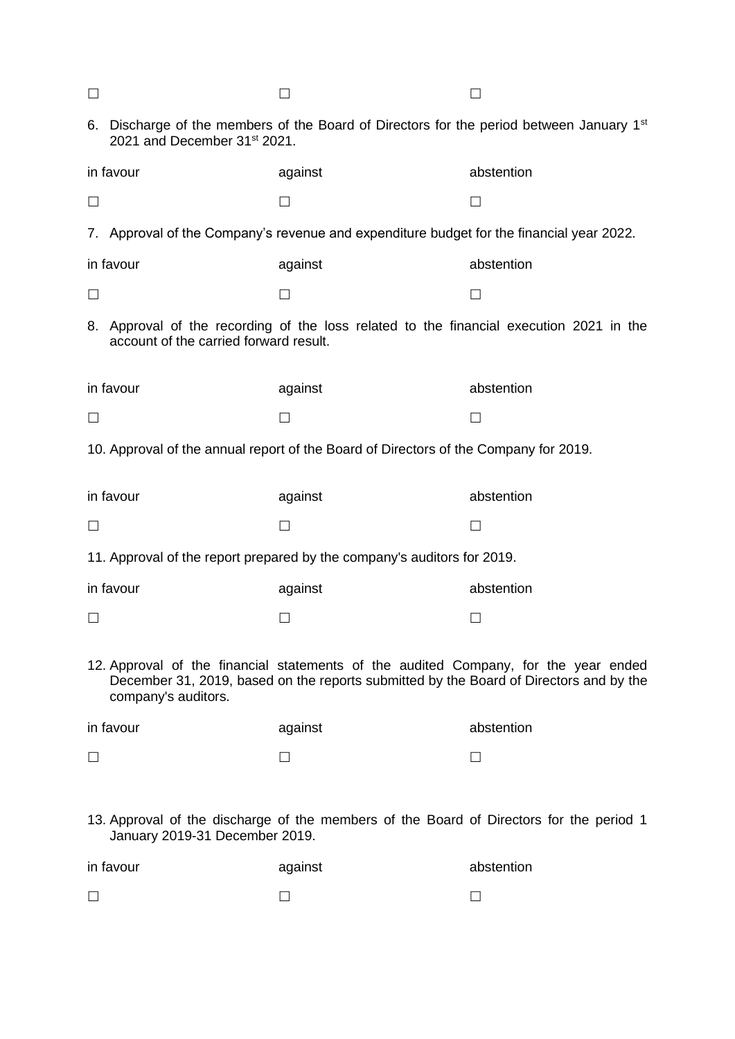| ☐ | ☐ | ☐ |
|---|---|---|

6. Discharge of the members of the Board of Directors for the period between January 1st 2021 and December 31st 2021.

| in favour | against | abstention |
|---|---|---|
| ☐ | ☐ | ☐ |

7. Approval of the Company's revenue and expenditure budget for the financial year 2022.

| in favour | against | abstention |
|---|---|---|
| ☐ | ☐ | ☐ |

8. Approval of the recording of the loss related to the financial execution 2021 in the account of the carried forward result.

| in favour | against | abstention |
|---|---|---|
| ☐ | ☐ | ☐ |

10. Approval of the annual report of the Board of Directors of the Company for 2019.

| in favour | against | abstention |
|---|---|---|
| ☐ | ☐ | ☐ |

11. Approval of the report prepared by the company's auditors for 2019.

| in favour | against | abstention |
|---|---|---|
| ☐ | ☐ | ☐ |

12. Approval of the financial statements of the audited Company, for the year ended December 31, 2019, based on the reports submitted by the Board of Directors and by the company's auditors.

| in favour | against | abstention |
|---|---|---|
| ☐ | ☐ | ☐ |

13. Approval of the discharge of the members of the Board of Directors for the period 1 January 2019-31 December 2019.

| in favour | against | abstention |
|---|---|---|
| ☐ | ☐ | ☐ |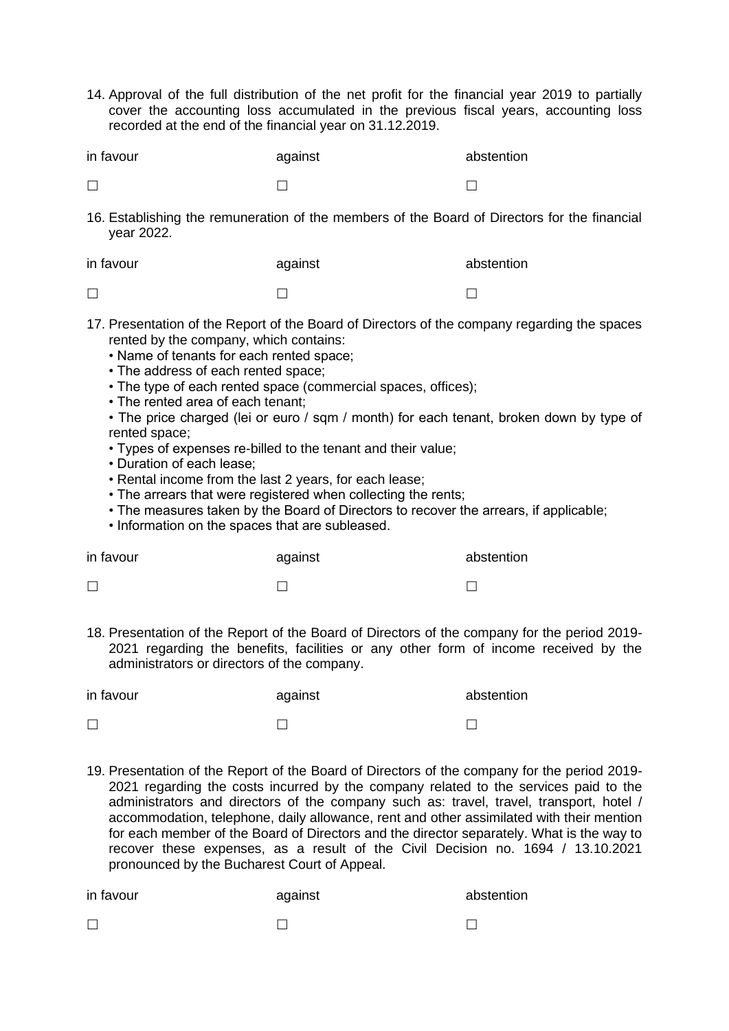14. Approval of the full distribution of the net profit for the financial year 2019 to partially cover the accounting loss accumulated in the previous fiscal years, accounting loss recorded at the end of the financial year on 31.12.2019.

| in favour | against | abstention |
|---|---|---|
| ☐ | ☐ | ☐ |

16. Establishing the remuneration of the members of the Board of Directors for the financial year 2022.

| in favour | against | abstention |
|---|---|---|
| ☐ | ☐ | ☐ |

17. Presentation of the Report of the Board of Directors of the company regarding the spaces rented by the company, which contains:
    - Name of tenants for each rented space;
    - The address of each rented space;
    - The type of each rented space (commercial spaces, offices);
    - The rented area of each tenant;
    - The price charged (lei or euro / sqm / month) for each tenant, broken down by type of rented space;
    - Types of expenses re-billed to the tenant and their value;
    - Duration of each lease;
    - Rental income from the last 2 years, for each lease;
    - The arrears that were registered when collecting the rents;
    - The measures taken by the Board of Directors to recover the arrears, if applicable;
    - Information on the spaces that are subleased.

| in favour | against | abstention |
|---|---|---|
| ☐ | ☐ | ☐ |

18. Presentation of the Report of the Board of Directors of the company for the period 2019-2021 regarding the benefits, facilities or any other form of income received by the administrators or directors of the company.

| in favour | against | abstention |
|---|---|---|
| ☐ | ☐ | ☐ |

19. Presentation of the Report of the Board of Directors of the company for the period 2019-2021 regarding the costs incurred by the company related to the services paid to the administrators and directors of the company such as: travel, travel, transport, hotel / accommodation, telephone, daily allowance, rent and other assimilated with their mention for each member of the Board of Directors and the director separately. What is the way to recover these expenses, as a result of the Civil Decision no. 1694 / 13.10.2021 pronounced by the Bucharest Court of Appeal.

| in favour | against | abstention |
|---|---|---|
| ☐ | ☐ | ☐ |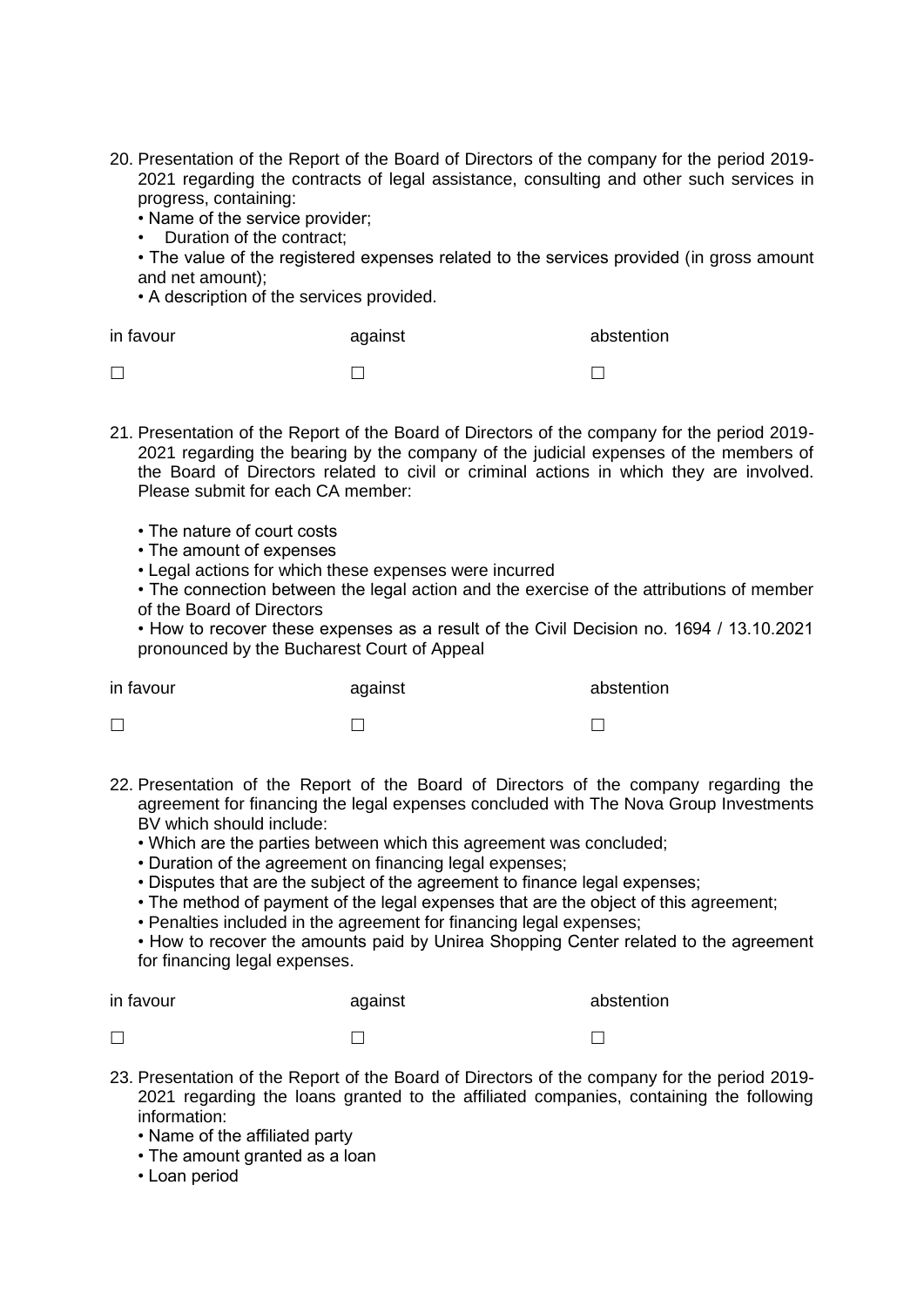20. Presentation of the Report of the Board of Directors of the company for the period 2019-2021 regarding the contracts of legal assistance, consulting and other such services in progress, containing:
    • Name of the service provider;
    • Duration of the contract;
    • The value of the registered expenses related to the services provided (in gross amount and net amount);
    • A description of the services provided.

| in favour | against | abstention |
|---|---|---|
| ☐ | ☐ | ☐ |

21. Presentation of the Report of the Board of Directors of the company for the period 2019-2021 regarding the bearing by the company of the judicial expenses of the members of the Board of Directors related to civil or criminal actions in which they are involved. Please submit for each CA member:

    • The nature of court costs
    • The amount of expenses
    • Legal actions for which these expenses were incurred
    • The connection between the legal action and the exercise of the attributions of member of the Board of Directors
    • How to recover these expenses as a result of the Civil Decision no. 1694 / 13.10.2021 pronounced by the Bucharest Court of Appeal

| in favour | against | abstention |
|---|---|---|
| ☐ | ☐ | ☐ |

22. Presentation of the Report of the Board of Directors of the company regarding the agreement for financing the legal expenses concluded with The Nova Group Investments BV which should include:
    • Which are the parties between which this agreement was concluded;
    • Duration of the agreement on financing legal expenses;
    • Disputes that are the subject of the agreement to finance legal expenses;
    • The method of payment of the legal expenses that are the object of this agreement;
    • Penalties included in the agreement for financing legal expenses;
    • How to recover the amounts paid by Unirea Shopping Center related to the agreement for financing legal expenses.

| in favour | against | abstention |
|---|---|---|
| ☐ | ☐ | ☐ |

23. Presentation of the Report of the Board of Directors of the company for the period 2019-2021 regarding the loans granted to the affiliated companies, containing the following information:
    • Name of the affiliated party
    • The amount granted as a loan
    • Loan period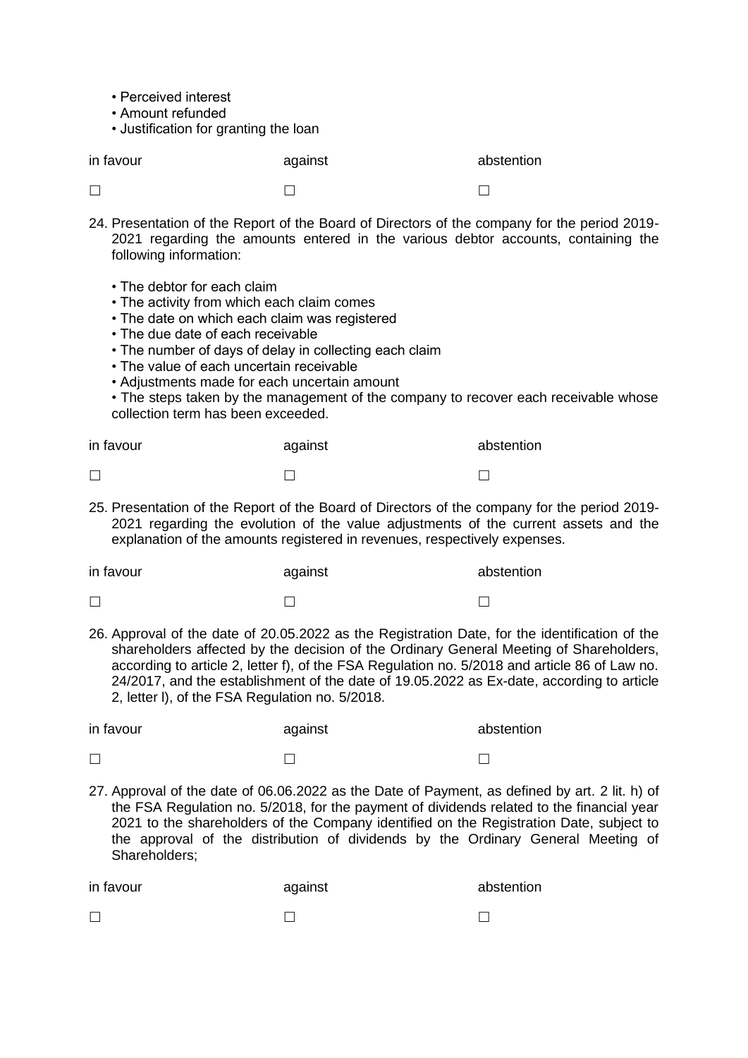- Perceived interest
- Amount refunded
- Justification for granting the loan

| in favour | against | abstention |
|---|---|---|
| ☐ | ☐ | ☐ |

24. Presentation of the Report of the Board of Directors of the company for the period 2019-2021 regarding the amounts entered in the various debtor accounts, containing the following information:

    - The debtor for each claim
    - The activity from which each claim comes
    - The date on which each claim was registered
    - The due date of each receivable
    - The number of days of delay in collecting each claim
    - The value of each uncertain receivable
    - Adjustments made for each uncertain amount
    - The steps taken by the management of the company to recover each receivable whose collection term has been exceeded.

| in favour | against | abstention |
|---|---|---|
| ☐ | ☐ | ☐ |

25. Presentation of the Report of the Board of Directors of the company for the period 2019-2021 regarding the evolution of the value adjustments of the current assets and the explanation of the amounts registered in revenues, respectively expenses.

| in favour | against | abstention |
|---|---|---|
| ☐ | ☐ | ☐ |

26. Approval of the date of 20.05.2022 as the Registration Date, for the identification of the shareholders affected by the decision of the Ordinary General Meeting of Shareholders, according to article 2, letter f), of the FSA Regulation no. 5/2018 and article 86 of Law no. 24/2017, and the establishment of the date of 19.05.2022 as Ex-date, according to article 2, letter l), of the FSA Regulation no. 5/2018.

| in favour | against | abstention |
|---|---|---|
| ☐ | ☐ | ☐ |

27. Approval of the date of 06.06.2022 as the Date of Payment, as defined by art. 2 lit. h) of the FSA Regulation no. 5/2018, for the payment of dividends related to the financial year 2021 to the shareholders of the Company identified on the Registration Date, subject to the approval of the distribution of dividends by the Ordinary General Meeting of Shareholders;

| in favour | against | abstention |
|---|---|---|
| ☐ | ☐ | ☐ |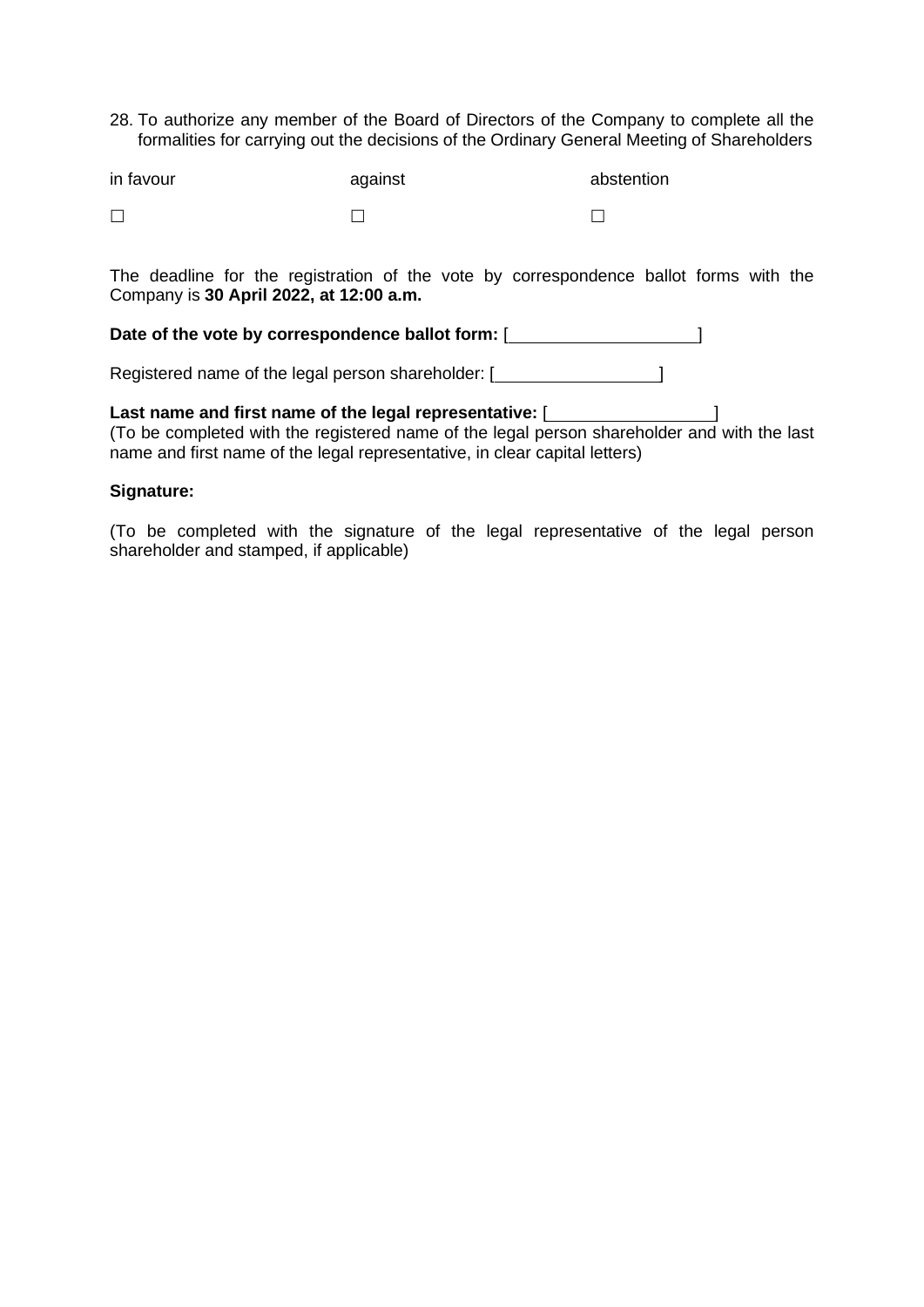28. To authorize any member of the Board of Directors of the Company to complete all the formalities for carrying out the decisions of the Ordinary General Meeting of Shareholders

| in favour | against | abstention |
| --- | --- | --- |
| ☐ | ☐ | ☐ |

The deadline for the registration of the vote by correspondence ballot forms with the Company is **30 April 2022, at 12:00 a.m.**

**Date of the vote by correspondence ballot form:** [____________________]

Registered name of the legal person shareholder: [__________________]

**Last name and first name of the legal representative:** [__________________]
(To be completed with the registered name of the legal person shareholder and with the last name and first name of the legal representative, in clear capital letters)

**Signature:**

(To be completed with the signature of the legal representative of the legal person shareholder and stamped, if applicable)